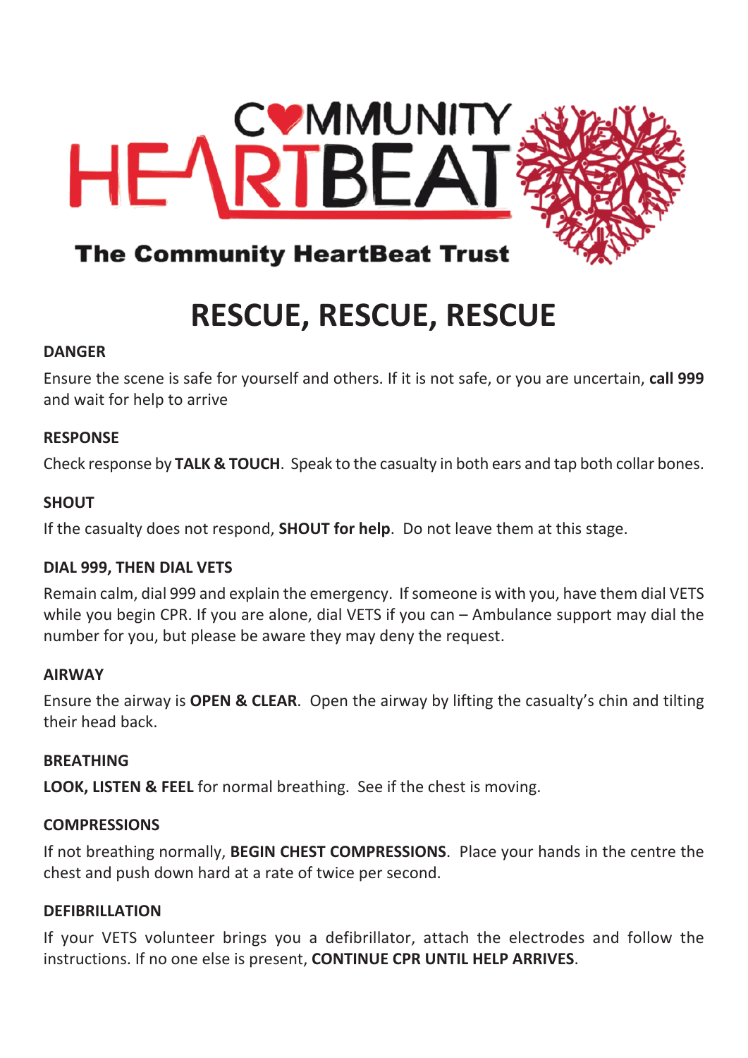COMMUNITY HEARTBEAT

The Community HeartBeat Trust

# RESCUE, RESCUE, RESCUE

**DANGER**

Ensure the scene is safe for yourself and others. If it is not safe, or you are uncertain, **call 999** and wait for help to arrive

**RESPONSE**

Check response by **TALK & TOUCH**. Speak to the casualty in both ears and tap both collar bones.

**SHOUT**

If the casualty does not respond, **SHOUT for help**. Do not leave them at this stage.

**DIAL 999, THEN DIAL VETS**

Remain calm, dial 999 and explain the emergency. If someone is with you, have them dial VETS while you begin CPR. If you are alone, dial VETS if you can – Ambulance support may dial the number for you, but please be aware they may deny the request.

**AIRWAY**

Ensure the airway is **OPEN & CLEAR**. Open the airway by lifting the casualty's chin and tilting their head back.

**BREATHING**

**LOOK, LISTEN & FEEL** for normal breathing. See if the chest is moving.

**COMPRESSIONS**

If not breathing normally, **BEGIN CHEST COMPRESSIONS**. Place your hands in the centre the chest and push down hard at a rate of twice per second.

**DEFIBRILLATION**

If your VETS volunteer brings you a defibrillator, attach the electrodes and follow the instructions. If no one else is present, **CONTINUE CPR UNTIL HELP ARRIVES**.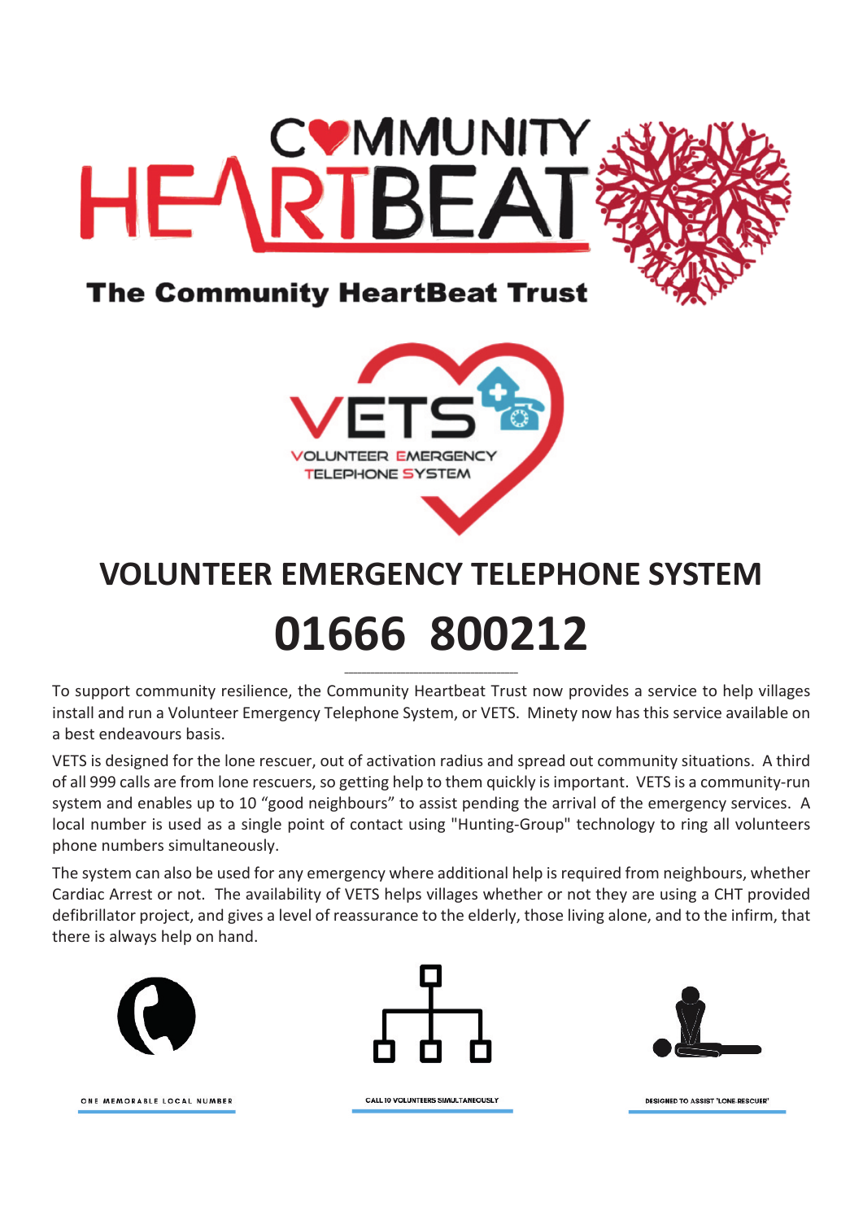COMMUNITY HEARTBEAT

The Community HeartBeat Trust

VETS

VOLUNTEER EMERGENCY TELEPHONE SYSTEM

# VOLUNTEER EMERGENCY TELEPHONE SYSTEM

# 01666 800212

To support community resilience, the Community Heartbeat Trust now provides a service to help villages install and run a Volunteer Emergency Telephone System, or VETS. Minety now has this service available on a best endeavours basis.

VETS is designed for the lone rescuer, out of activation radius and spread out community situations. A third of all 999 calls are from lone rescuers, so getting help to them quickly is important. VETS is a community-run system and enables up to 10 "good neighbours" to assist pending the arrival of the emergency services. A local number is used as a single point of contact using "Hunting-Group" technology to ring all volunteers phone numbers simultaneously.

The system can also be used for any emergency where additional help is required from neighbours, whether Cardiac Arrest or not. The availability of VETS helps villages whether or not they are using a CHT provided defibrillator project, and gives a level of reassurance to the elderly, those living alone, and to the infirm, that there is always help on hand.

ONE MEMORABLE LOCAL NUMBER

CALL 10 VOLUNTEERS SIMULTANEOUSLY

DESIGNED TO ASSIST 'LONE RESCUER'